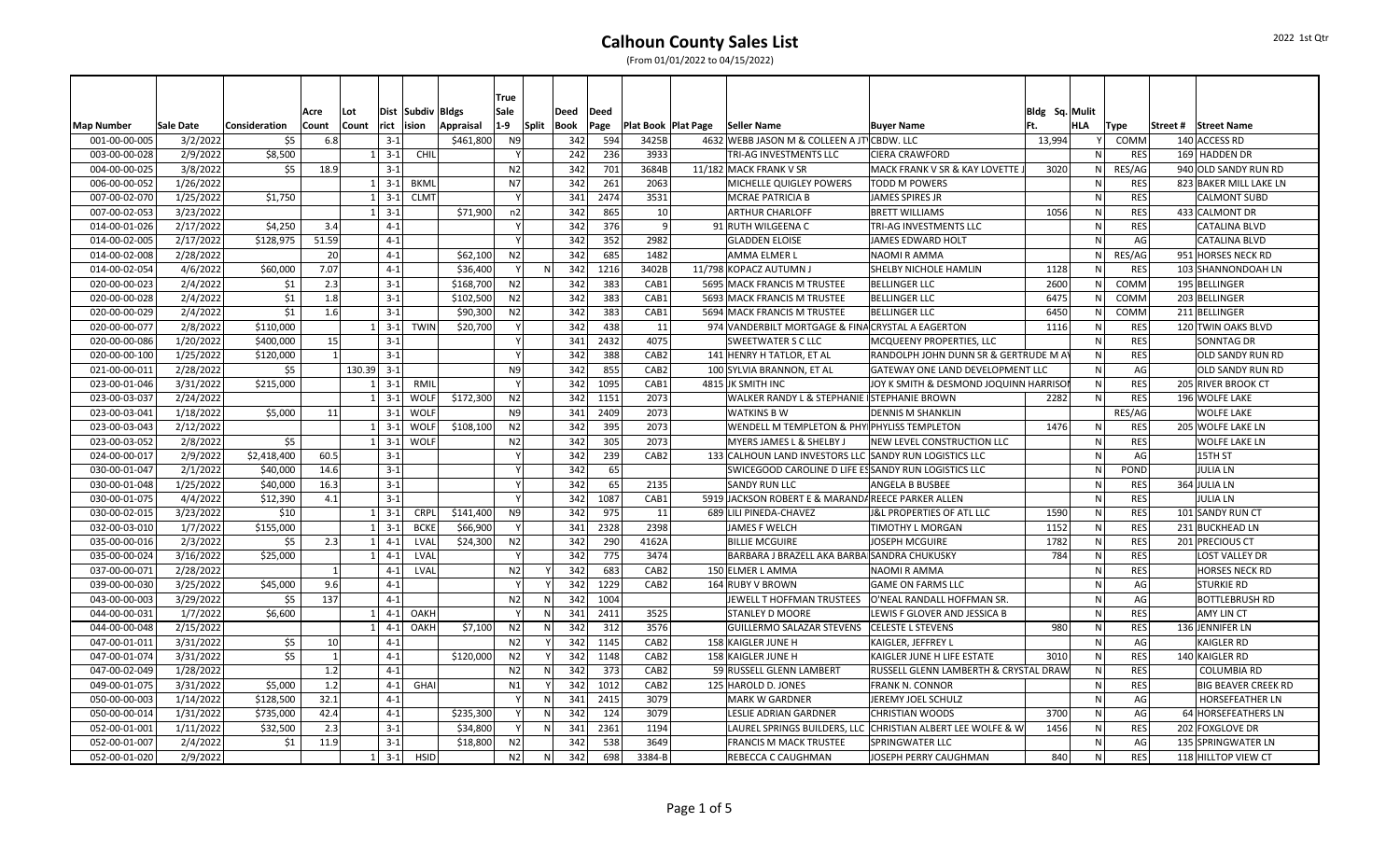# Calhoun County Sales List

(From 01/01/2022 to 04/15/2022)

| Map Number | Sale Date | Consideration | Acre Count | Lot Count | Dist rict | Subdiv ision | Bldgs Appraisal | True Sale 1-9 | Split | Deed Book | Deed Page | Plat Book | Plat Page | Seller Name | Buyer Name | Bldg Sq. Ft. | Mulit HLA | Type | Street # | Street Name |
|---|---|---|---|---|---|---|---|---|---|---|---|---|---|---|---|---|---|---|---|---|
| 001-00-00-005 | 3/2/2022 | $5 | 6.8 | | 3-1 | | $461,800 | N9 | | 342 | 594 | 3425B | 4632 | WEBB JASON M & COLLEEN A JT | CBDW. LLC | 13,994 | Y | COMM | 140 | ACCESS RD |
| 003-00-00-028 | 2/9/2022 | $8,500 | | 1 | 3-1 | CHIL | | Y | | 242 | 236 | 3933 | | TRI-AG INVESTMENTS LLC | CIERA CRAWFORD | | N | RES | 169 | HADDEN DR |
| 004-00-00-025 | 3/8/2022 | $5 | 18.9 | | 3-1 | | | N2 | | 342 | 701 | 3684B | 11/182 | MACK FRANK V SR | MACK FRANK V SR & KAY LOVETTE J | 3020 | N | RES/AG | 940 | OLD SANDY RUN RD |
| 006-00-00-052 | 1/26/2022 | | | 1 | 3-1 | BKML | | N7 | | 342 | 261 | 2063 | | MICHELLE QUIGLEY POWERS | TODD M POWERS | | N | RES | 823 | BAKER MILL LAKE LN |
| 007-00-02-070 | 1/25/2022 | $1,750 | | 1 | 3-1 | CLMT | | Y | | 341 | 2474 | 3531 | | MCRAE PATRICIA B | JAMES SPIRES JR | | N | RES | | CALMONT SUBD |
| 007-00-02-053 | 3/23/2022 | | | 1 | 3-1 | | $71,900 | n2 | | 342 | 865 | 10 | | ARTHUR CHARLOFF | BRETT WILLIAMS | 1056 | N | RES | 433 | CALMONT DR |
| 014-00-01-026 | 2/17/2022 | $4,250 | 3.4 | | 4-1 | | | Y | | 342 | 376 | 9 | 91 | RUTH WILGEENA C | TRI-AG INVESTMENTS LLC | | N | RES | | CATALINA BLVD |
| 014-00-02-005 | 2/17/2022 | $128,975 | 51.59 | | 4-1 | | | Y | | 342 | 352 | 2982 | | GLADDEN ELOISE | JAMES EDWARD HOLT | | N | AG | | CATALINA BLVD |
| 014-00-02-008 | 2/28/2022 | | 20 | | 4-1 | | $62,100 | N2 | | 342 | 685 | 1482 | | AMMA ELMER L | NAOMI R AMMA | | N | RES/AG | 951 | HORSES NECK RD |
| 014-00-02-054 | 4/6/2022 | $60,000 | 7.07 | | 4-1 | | $36,400 | Y | N | 342 | 1216 | 3402B | 11/798 | KOPACZ AUTUMN J | SHELBY NICHOLE HAMLIN | 1128 | N | RES | 103 | SHANNONDOAH LN |
| 020-00-00-023 | 2/4/2022 | $1 | 2.3 | | 3-1 | | $168,700 | N2 | | 342 | 383 | CAB1 | 5695 | MACK FRANCIS M TRUSTEE | BELLINGER LLC | 2600 | N | COMM | 195 | BELLINGER |
| 020-00-00-028 | 2/4/2022 | $1 | 1.8 | | 3-1 | | $102,500 | N2 | | 342 | 383 | CAB1 | 5693 | MACK FRANCIS M TRUSTEE | BELLINGER LLC | 6475 | N | COMM | 203 | BELLINGER |
| 020-00-00-029 | 2/4/2022 | $1 | 1.6 | | 3-1 | | $90,300 | N2 | | 342 | 383 | CAB1 | 5694 | MACK FRANCIS M TRUSTEE | BELLINGER LLC | 6450 | N | COMM | 211 | BELLINGER |
| 020-00-00-077 | 2/8/2022 | $110,000 | | 1 | 3-1 | TWIN | $20,700 | Y | | 342 | 438 | 11 | 974 | VANDERBILT MORTGAGE & FINA | CRYSTAL A EAGERTON | 1116 | N | RES | 120 | TWIN OAKS BLVD |
| 020-00-00-086 | 1/20/2022 | $400,000 | 15 | | 3-1 | | | Y | | 341 | 2432 | 4075 | | SWEETWATER S C LLC | MCQUEENY PROPERTIES, LLC | | N | RES | | SONNTAG DR |
| 020-00-00-100 | 1/25/2022 | $120,000 | 1 | | 3-1 | | | Y | | 342 | 388 | CAB2 | 141 | HENRY H TATLOR, ET AL | RANDOLPH JOHN DUNN SR & GERTRUDE M A | | N | RES | | OLD SANDY RUN RD |
| 021-00-00-011 | 2/28/2022 | $5 | | 130.39 | 3-1 | | | N9 | | 342 | 855 | CAB2 | 100 | SYLVIA BRANNON, ET AL | GATEWAY ONE LAND DEVELOPMENT LLC | | N | AG | | OLD SANDY RUN RD |
| 023-00-01-046 | 3/31/2022 | $215,000 | | 1 | 3-1 | RMIL | | Y | | 342 | 1095 | CAB1 | 4815 | JK SMITH INC | JOY K SMITH & DESMOND JOQUINN HARRISO | | N | RES | 205 | RIVER BROOK CT |
| 023-00-03-037 | 2/24/2022 | | | 1 | 3-1 | WOLF | $172,300 | N2 | | 342 | 1151 | 2073 | | WALKER RANDY L & STEPHANIE I | STEPHANIE BROWN | 2282 | N | RES | 196 | WOLFE LAKE |
| 023-00-03-041 | 1/18/2022 | $5,000 | 11 | | 3-1 | WOLF | | N9 | | 341 | 2409 | 2073 | | WATKINS B W | DENNIS M SHANKLIN | | | RES/AG | | WOLFE LAKE |
| 023-00-03-043 | 2/12/2022 | | | 1 | 3-1 | WOLF | $108,100 | N2 | | 342 | 395 | 2073 | | WENDELL M TEMPLETON & PHY | PHYLISS TEMPLETON | 1476 | N | RES | 205 | WOLFE LAKE LN |
| 023-00-03-052 | 2/8/2022 | $5 | | 1 | 3-1 | WOLF | | N2 | | 342 | 305 | 2073 | | MYERS JAMES L & SHELBY J | NEW LEVEL CONSTRUCTION LLC | | N | RES | | WOLFE LAKE LN |
| 024-00-00-017 | 2/9/2022 | $2,418,400 | 60.5 | | 3-1 | | | Y | | 342 | 239 | CAB2 | 133 | CALHOUN LAND INVESTORS LLC | SANDY RUN LOGISTICS LLC | | N | AG | | 15TH ST |
| 030-00-01-047 | 2/1/2022 | $40,000 | 14.6 | | 3-1 | | | Y | | 342 | 65 | | | SWICEGOOD CAROLINE D LIFE ES | SANDY RUN LOGISTICS LLC | | N | POND | | JULIA LN |
| 030-00-01-048 | 1/25/2022 | $40,000 | 16.3 | | 3-1 | | | Y | | 342 | 65 | 2135 | | SANDY RUN LLC | ANGELA B BUSBEE | | N | RES | 364 | JULIA LN |
| 030-00-01-075 | 4/4/2022 | $12,390 | 4.1 | | 3-1 | | | Y | | 342 | 1087 | CAB1 | 5919 | JACKSON ROBERT E & MARANDA | REECE PARKER ALLEN | | N | RES | | JULIA LN |
| 030-00-02-015 | 3/23/2022 | $10 | | 1 | 3-1 | CRPL | $141,400 | N9 | | 342 | 975 | 11 | 689 | LILI PINEDA-CHAVEZ | J&L PROPERTIES OF ATL LLC | 1590 | N | RES | 101 | SANDY RUN CT |
| 032-00-03-010 | 1/7/2022 | $155,000 | | 1 | 3-1 | BCKE | $66,900 | Y | | 341 | 2328 | 2398 | | JAMES F WELCH | TIMOTHY L MORGAN | 1152 | N | RES | 231 | BUCKHEAD LN |
| 035-00-00-016 | 2/3/2022 | $5 | 2.3 | 1 | 4-1 | LVAL | $24,300 | N2 | | 342 | 290 | 4162A | | BILLIE MCGUIRE | JOSEPH MCGUIRE | 1782 | N | RES | 201 | PRECIOUS CT |
| 035-00-00-024 | 3/16/2022 | $25,000 | | 1 | 4-1 | LVAL | | Y | | 342 | 775 | 3474 | | BARBARA J BRAZELL AKA BARBA | SANDRA CHUKUSKY | 784 | N | RES | | LOST VALLEY DR |
| 037-00-00-071 | 2/28/2022 | | 1 | | 4-1 | LVAL | | N2 | Y | 342 | 683 | CAB2 | 150 | ELMER L AMMA | NAOMI R AMMA | | N | RES | | HORSES NECK RD |
| 039-00-00-030 | 3/25/2022 | $45,000 | 9.6 | | 4-1 | | | Y | Y | 342 | 1229 | CAB2 | 164 | RUBY V BROWN | GAME ON FARMS LLC | | N | AG | | STURKIE RD |
| 043-00-00-003 | 3/29/2022 | $5 | 137 | | 4-1 | | | N2 | N | 342 | 1004 | | | JEWELL T HOFFMAN TRUSTEES | O'NEAL RANDALL HOFFMAN SR. | | N | AG | | BOTTLEBRUSH RD |
| 044-00-00-031 | 1/7/2022 | $6,600 | | 1 | 4-1 | OAKH | | Y | N | 341 | 2411 | 3525 | | STANLEY D MOORE | LEWIS F GLOVER AND JESSICA B | | N | RES | | AMY LIN CT |
| 044-00-00-048 | 2/15/2022 | | | 1 | 4-1 | OAKH | $7,100 | N2 | N | 342 | 312 | 3576 | | GUILLERMO SALAZAR STEVENS | CELESTE L STEVENS | 980 | N | RES | 136 | JENNIFER LN |
| 047-00-01-011 | 3/31/2022 | $5 | 10 | | 4-1 | | | N2 | Y | 342 | 1145 | CAB2 | 158 | KAIGLER JUNE H | KAIGLER, JEFFREY L | | N | AG | | KAIGLER RD |
| 047-00-01-074 | 3/31/2022 | $5 | 1 | | 4-1 | | $120,000 | N2 | Y | 342 | 1148 | CAB2 | 158 | KAIGLER JUNE H | KAIGLER JUNE H LIFE ESTATE | 3010 | N | RES | 140 | KAIGLER RD |
| 047-00-02-049 | 1/28/2022 | | 1.2 | | 4-1 | | | N2 | N | 342 | 373 | CAB2 | 59 | RUSSELL GLENN LAMBERT | RUSSELL GLENN LAMBERTH & CRYSTAL DRAW | | N | RES | | COLUMBIA RD |
| 049-00-01-075 | 3/31/2022 | $5,000 | 1.2 | | 4-1 | GHAI | | N1 | Y | 342 | 1012 | CAB2 | 125 | HAROLD D. JONES | FRANK N. CONNOR | | N | RES | | BIG BEAVER CREEK RD |
| 050-00-00-003 | 1/14/2022 | $128,500 | 32.1 | | 4-1 | | | Y | N | 341 | 2415 | 3079 | | MARK W GARDNER | JEREMY JOEL SCHULZ | | N | AG | | HORSEFEATHER LN |
| 050-00-00-014 | 1/31/2022 | $735,000 | 42.4 | | 4-1 | | $235,300 | Y | N | 342 | 124 | 3079 | | LESLIE ADRIAN GARDNER | CHRISTIAN WOODS | 3700 | N | AG | 64 | HORSEFEATHERS LN |
| 052-00-01-001 | 1/11/2022 | $32,500 | 2.3 | | 3-1 | | $34,800 | Y | N | 341 | 2361 | 1194 | | LAUREL SPRINGS BUILDERS, LLC | CHRISTIAN ALBERT LEE WOLFE & W | 1456 | N | RES | 202 | FOXGLOVE DR |
| 052-00-01-007 | 2/4/2022 | $1 | 11.9 | | 3-1 | | $18,800 | N2 | | 342 | 538 | 3649 | | FRANCIS M MACK TRUSTEE | SPRINGWATER LLC | | N | AG | 135 | SPRINGWATER LN |
| 052-00-01-020 | 2/9/2022 | | | 1 | 3-1 | HSID | | N2 | N | 342 | 698 | 3384-B | | REBECCA C CAUGHMAN | JOSEPH PERRY CAUGHMAN | 840 | N | RES | 118 | HILLTOP VIEW CT |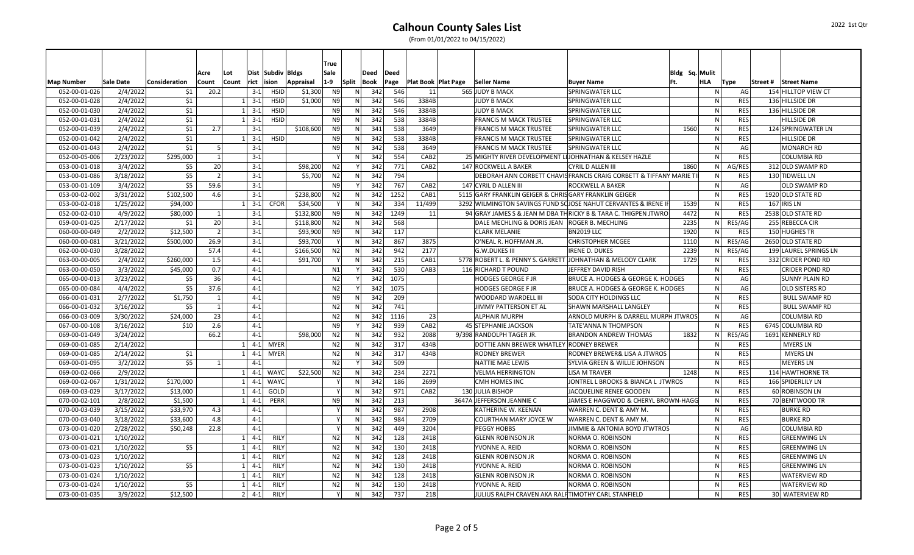# Calhoun County Sales List

(From 01/01/2022 to 04/15/2022)

| Map Number | Sale Date | Consideration | Acre Count | Lot Count | Dist rict | Subdiv ision | Bldgs Appraisal | True Sale 1-9 | Split | Deed Book | Deed Page | Plat Book | Plat Page | Seller Name | Buyer Name | Bldg Sq. Ft. | Mulit HLA | Type | Street # | Street Name |
|---|---|---|---|---|---|---|---|---|---|---|---|---|---|---|---|---|---|---|---|---|
| 052-00-01-026 | 2/4/2022 | $1 | 20.2 | | 3-1 | | | N9 | N | 342 | 546 | 11 | 565 | JUDY B MACK | SPRINGWATER LLC | | N | AG | 154 | HILLTOP VIEW CT |
| 052-00-01-028 | 2/4/2022 | $1 | | 1 | 3-1 | HSID | $1,000 | N9 | N | 342 | 546 | 3384B | | JUDY B MACK | SPRINGWATER LLC | | N | RES | 136 | HILLSIDE DR |
| 052-00-01-030 | 2/4/2022 | $1 | | 1 | 3-1 | HSID | | N9 | N | 342 | 546 | 3384B | | JUDY B MACK | SPRINGWATER LLC | | N | RES | 136 | HILLSIDE DR |
| 052-00-01-031 | 2/4/2022 | $1 | | 1 | 3-1 | HSID | | N9 | N | 342 | 538 | 3384B | | FRANCIS M MACK TRUSTEE | SPRINGWATER LLC | | N | RES | | HILLSIDE DR |
| 052-00-01-039 | 2/4/2022 | $1 | 2.7 | | 3-1 | | $108,600 | N9 | N | 341 | 538 | 3649 | | FRANCIS M MACK TRUSTEE | SPRINGWATER LLC | 1560 | N | RES | 124 | SPRINGWATER LN |
| 052-00-01-042 | 2/4/2022 | $1 | | 1 | 3-1 | HSID | | N9 | N | 342 | 538 | 3384B | | FRANCIS M MACK TRUSTEE | SPRINGWATER LLC | | N | RES | | HILLSIDE DR |
| 052-00-01-043 | 2/4/2022 | $1 | 5 | | 3-1 | | | N9 | N | 342 | 538 | 3649 | | FRANCIS M MACK TRUSTEE | SPRINGWATER LLC | | N | AG | | MONARCH RD |
| 052-00-05-006 | 2/23/2022 | $295,000 | 1 | | 3-1 | | | Y | N | 342 | 554 | CAB2 | 25 | MIGHTY RIVER DEVELOPMENT LL | JOHNATHAN & KELSEY HAZLE | | N | RES | | COLUMBIA RD |
| 053-00-01-018 | 3/4/2022 | $5 | 20 | | 3-1 | | $98,200 | N2 | Y | 342 | 771 | CAB2 | 147 | ROCKWELL A BAKER | CYRIL D ALLEN III | 1860 | N | AG/RES | 312 | OLD SWAMP RD |
| 053-00-01-086 | 3/18/2022 | $5 | 2 | | 3-1 | | $5,700 | N2 | N | 342 | 794 | | | DEBORAH ANN CORBETT CHAVIS | FRANCIS CRAIG CORBETT & TIFFANY MARIE TI | | N | RES | 130 | TIDWELL LN |
| 053-00-01-109 | 3/4/2022 | $5 | 59.6 | | 3-1 | | | N9 | Y | 342 | 767 | CAB2 | 147 | CYRIL D ALLEN III | ROCKWELL A BAKER | | N | AG | | OLD SWAMP RD |
| 053-00-02-002 | 3/31/2022 | $102,500 | 4.6 | | 3-1 | | $238,800 | N2 | N | 342 | 1252 | CAB1 | 5115 | GARY FRANKLIN GEIGER & CHRIS | GARY FRANKLIN GEIGER | | N | RES | 1920 | OLD STATE RD |
| 053-00-02-018 | 1/25/2022 | $94,000 | | 1 | 3-1 | CFOR | $34,500 | Y | N | 342 | 334 | 11/499 | 3292 | WILMINGTON SAVINGS FUND SO | JOSE NAHUT CERVANTES & IRENE IF | 1539 | N | RES | 167 | IRIS LN |
| 052-00-02-010 | 4/9/2022 | $80,000 | 1 | | 3-1 | | $132,800 | N9 | N | 342 | 1249 | 11 | 94 | GRAY JAMES S & JEAN M DBA TH | RICKY B & TARA C. THIGPEN JTWRO | 4472 | N | RES | 2538 | OLD STATE RD |
| 059-00-01-025 | 2/17/2022 | $1 | 20 | | 3-1 | | $118,800 | N2 | N | 342 | 568 | | | DALE MECHLING & DORIS JEAN | ROGER B. MECHLING | 2235 | N | RES/AG | 255 | REBECCA CIR |
| 060-00-00-049 | 2/2/2022 | $12,500 | 2 | | 3-1 | | $93,900 | N9 | N | 342 | 117 | | | CLARK MELANIE | BN2019 LLC | 1920 | N | RES | 150 | HUGHES TR |
| 060-00-00-081 | 3/21/2022 | $500,000 | 26.9 | | 3-1 | | $93,700 | Y | N | 342 | 867 | 3875 | | O'NEAL R. HOFFMAN JR. | CHRISTOPHER MCGEE | 1110 | N | RES/AG | 2650 | OLD STATE RD |
| 062-00-00-030 | 3/28/2022 | | 57.4 | | 4-1 | | $166,500 | N2 | N | 342 | 942 | 2177 | | G.W.DUKES III | IRENE D. DUKES | 2239 | N | RES/AG | 199 | LAUREL SPRINGS LN |
| 063-00-00-005 | 2/4/2022 | $260,000 | 1.5 | | 4-1 | | $91,700 | Y | N | 342 | 215 | CAB1 | 5778 | ROBERT L. & PENNY S. GARRETT | JOHNATHAN & MELODY CLARK | 1729 | N | RES | 332 | CRIDER POND RD |
| 063-00-00-050 | 3/3/2022 | $45,000 | 0.7 | | 4-1 | | | N1 | Y | 342 | 530 | CAB3 | 116 | RICHARD T POUND | JEFFREY DAVID RISH | | N | RES | | CRIDER POND RD |
| 065-00-00-013 | 3/23/2022 | $5 | 36 | | 4-1 | | | N2 | Y | 342 | 1075 | | | HODGES GEORGE F JR | BRUCE A. HODGES & GEORGE K. HODGES | | N | AG | | SUNNY PLAIN RD |
| 065-00-00-084 | 4/4/2022 | $5 | 37.6 | | 4-1 | | | N2 | Y | 342 | 1075 | | | HODGES GEORGE F JR | BRUCE A. HODGES & GEORGE K. HODGES | | N | AG | | OLD SISTERS RD |
| 066-00-01-031 | 2/7/2022 | $1,750 | 1 | | 4-1 | | | N9 | N | 342 | 209 | | | WOODARD WARDELL III | SODA CITY HOLDINGS LLC | | N | RES | | BULL SWAMP RD |
| 066-00-01-032 | 3/16/2022 | $5 | 1 | | 4-1 | | | N2 | N | 342 | 741 | | | JIMMY PATTERSON ET AL | SHAWN MARSHALL LANGLEY | | N | RES | | BULL SWAMP RD |
| 066-00-03-009 | 3/30/2022 | $24,000 | 23 | | 4-1 | | | N2 | N | 342 | 1116 | 23 | | ALPHAIR MURPH | ARNOLD MURPH & DARRELL MURPH JTWROS | | N | AG | | COLUMBIA RD |
| 067-00-00-108 | 3/16/2022 | $10 | 2.6 | | 4-1 | | | N9 | Y | 342 | 939 | CAB2 | 45 | STEPHANIE JACKSON | TATE'ANNA N THOMPSON | | N | RES | 6745 | COLUMBIA RD |
| 069-00-01-049 | 3/24/2022 | | 66.2 | | 4-1 | | $98,000 | N2 | N | 342 | 932 | 2088 | 9/398 | RANDOLPH TAGER JR. | BRANDON ANDREW THOMAS | 1832 | N | RES/AG | 1691 | KENNERLY RD |
| 069-00-01-085 | 2/14/2022 | | | 1 | 4-1 | MYER | | N2 | N | 342 | 317 | 434B | | DOTTIE ANN BREWER WHATLEY | RODNEY BREWER | | N | RES | | MYERS LN |
| 069-00-01-085 | 2/14/2022 | $1 | | 1 | 4-1 | MYER | | N2 | N | 342 | 317 | 434B | | RODNEY BREWER | RODNEY BREWER& LISA A JTWROS | | N | RES | | MYERS LN |
| 069-00-01-095 | 3/2/2022 | $5 | 1 | | 4-1 | | | N2 | Y | 342 | 509 | | | NATTIE MAE LEWIS | SYLVIA GREEN & WILLIE JOHNSON | | N | RES | | MEYERS LN |
| 069-00-02-066 | 2/9/2022 | | | 1 | 4-1 | WAYC | $22,500 | N2 | N | 342 | 234 | 2271 | | VELMA HERRINGTON | LISA M TRAVER | 1248 | N | RES | 114 | HAWTHORNE TR |
| 069-00-02-067 | 1/31/2022 | $170,000 | | 1 | 4-1 | WAYC | | Y | N | 342 | 186 | 2699 | | CMH HOMES INC | JONTREL L BROOKS & BIANCA L JTWROS | | N | RES | 166 | SPIDERLILY LN |
| 069-00-03-029 | 3/17/2022 | $13,000 | | 1 | 4-1 | GOLD | | Y | N | 342 | 971 | CAB2 | 130 | JULIA BISHOP | JACQUELINE RENEE GOODEN | | N | RES | 60 | ROBINSON LN |
| 070-00-02-101 | 2/8/2022 | $1,500 | | 1 | 4-1 | PERR | | N9 | N | 342 | 213 | | 3647A | JEFFERSON JEANNIE C | JAMES E HAGGWOD & CHERYL BROWN-HAGG | | N | RES | 70 | BENTWOOD TR |
| 070-00-03-039 | 3/15/2022 | $33,970 | 4.3 | | 4-1 | | | Y | N | 342 | 987 | 2908 | | KATHERINE W. KEENAN | WARREN C. DENT & AMY M. | | N | RES | | BURKE RD |
| 070-00-03-040 | 3/18/2022 | $33,600 | 4.8 | | 4-1 | | | Y | N | 342 | 984 | 2709 | | COURTHAN MARY JOYCE W | WARREN C. DENT & AMY M. | | N | RES | | BURKE RD |
| 073-00-01-020 | 2/28/2022 | $50,248 | 22.8 | | 4-1 | | | Y | N | 342 | 449 | 3204 | | PEGGY HOBBS | JIMMIE & ANTONIA BOYD JTWROS | | N | AG | | COLUMBIA RD |
| 073-00-01-021 | 1/10/2022 | | | 1 | 4-1 | RILY | | N2 | N | 342 | 128 | 2418 | | GLENN ROBINSON JR | NORMA O. ROBINSON | | N | RES | | GREENWING LN |
| 073-00-01-021 | 1/10/2022 | $5 | | 1 | 4-1 | RILY | | N2 | N | 342 | 130 | 2418 | | YVONNE A. REID | NORMA O. ROBINSON | | N | RES | | GREENWING LN |
| 073-00-01-023 | 1/10/2022 | | | 1 | 4-1 | RILY | | N2 | N | 342 | 128 | 2418 | | GLENN ROBINSON JR | NORMA O. ROBINSON | | N | RES | | GREENWING LN |
| 073-00-01-023 | 1/10/2022 | $5 | | 1 | 4-1 | RILY | | N2 | N | 342 | 130 | 2418 | | YVONNE A. REID | NORMA O. ROBINSON | | N | RES | | GREENWING LN |
| 073-00-01-024 | 1/10/2022 | | | 1 | 4-1 | RILY | | N2 | N | 342 | 128 | 2418 | | GLENN ROBINSON JR | NORMA O. ROBINSON | | N | RES | | WATERVIEW RD |
| 073-00-01-024 | 1/10/2022 | $5 | | 1 | 4-1 | RILY | | N2 | N | 342 | 130 | 2418 | | YVONNE A. REID | NORMA O. ROBINSON | | N | RES | | WATERVIEW RD |
| 073-00-01-035 | 3/9/2022 | $12,500 | | 2 | 4-1 | RILY | | Y | N | 342 | 737 | 218 | | JULIUS RALPH CRAVEN AKA RALP | TIMOTHY CARL STANFIELD | | N | RES | 30 | WATERVIEW RD |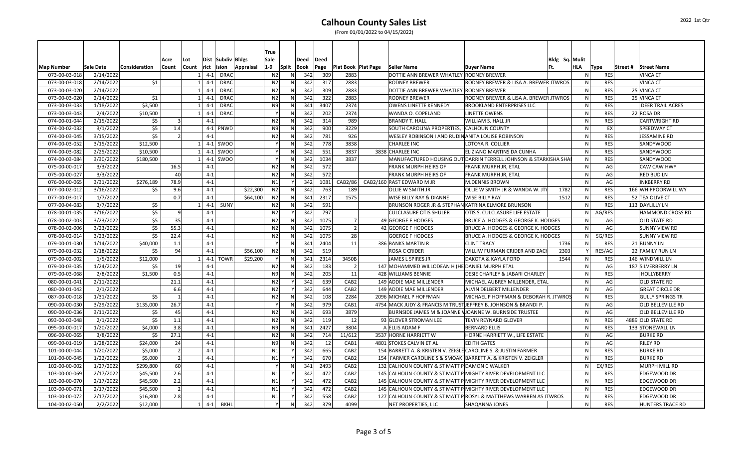# Calhoun County Sales List

(From 01/01/2022 to 04/15/2022)

| Map Number | Sale Date | Consideration | Acre Count | Lot Count | District | Subdivision | Bldgs Appraisal | True Sale 1-9 | Split | Deed Book | Deed Page | Plat Book | Plat Page | Seller Name | Buyer Name | Bldg Sq. Ft. | Mulit HLA | Type | Street # | Street Name |
|---|---|---|---|---|---|---|---|---|---|---|---|---|---|---|---|---|---|---|---|---|
| 073-00-03-018 | 2/14/2022 | | | 1 | 4-1 | DRAC | | N2 | N | 342 | 309 | 2883 | | DOTTIE ANN BREWER WHATLEY | RODNEY BREWER | | N | RES | | VINCA CT |
| 073-00-03-018 | 2/14/2022 | $1 | | 1 | 4-1 | DRAC | | N2 | N | 342 | 317 | 2883 | | RODNEY BREWER | RODNEY BREWER & LISA A. BREWER JTWROS | | N | RES | | VINCA CT |
| 073-00-03-020 | 2/14/2022 | | | 1 | 4-1 | DRAC | | N2 | N | 342 | 309 | 2883 | | DOTTIE ANN BREWER WHATLEY | RODNEY BREWER | | N | RES | 25 | VINCA CT |
| 073-00-03-020 | 2/14/2022 | $1 | | 1 | 4-1 | DRAC | | N2 | N | 342 | 322 | 2883 | | RODNEY BREWER | RODNEY BREWER & LISA A. BREWER JTWROS | | N | RES | 25 | VINCA CT |
| 073-00-03-033 | 1/18/2022 | $3,500 | | 1 | 4-1 | DRAC | | N9 | N | 341 | 3407 | 2374 | | OWENS LINETTE KENNEDY | BROOKLAND ENTERPRISES LLC | | N | RES | | DEER TRAIL ACRES |
| 073-00-03-043 | 2/4/2022 | $10,500 | | 1 | 4-1 | DRAC | | Y | N | 342 | 202 | 2374 | | WANDA O. COPELAND | LINETTE OWENS | | N | RES | 22 | ROSA DR |
| 074-00-01-044 | 2/15/2022 | $5 | 3 | | 4-1 | | | N2 | N | 342 | 314 | 989 | | BRANDY T. HALL | WILLIAM S. HALL JR | | N | RES | | CARTWRIGHT RD |
| 074-00-02-032 | 3/1/2022 | $5 | 1.4 | | 4-1 | PNWD | | N9 | N | 342 | 900 | 3229 | | SOUTH CAROLINA PROPERTIES, I | CALHOUN COUNTY | | N | EX | | SPEEDWAY CT |
| 074-00-03-045 | 3/15/2022 | $5 | 2 | | 4-1 | | | N2 | N | 342 | 781 | 926 | | WESLEY ROBINSON I AND RUDIN | ANITA LOUISE ROBINSON | | N | RES | | JESSAMINE RD |
| 074-00-03-052 | 3/15/2022 | $12,500 | | 1 | 4-1 | SWOO | | Y | N | 342 | 778 | 3838 | | CHARLEE INC | LOTOYA R. COLLIER | | N | RES | | SANDYWOOD |
| 074-00-03-082 | 2/25/2022 | $10,500 | | 1 | 4-1 | SWOO | | Y | N | 342 | 551 | 3837 | 3838 | CHARLEE INC | ELIZIANO MARTINS DA CUNHA | | N | RES | | SANDYWOOD |
| 074-00-03-084 | 3/30/2022 | $180,500 | | 1 | 4-1 | SWOO | | Y | N | 342 | 1034 | 3837 | | MANUFACTURED HOUSING OUT | DARRIN TERRELL JOHNSON & STARKISHA SHA | | N | RES | | SANDYWOOD |
| 075-00-00-017 | 3/3/2022 | | 16.5 | | 4-1 | | | N2 | N | 342 | 572 | | | FRANK MURPH HEIRS OF | FRANK MURPH JR, ETAL | | N | AG | | CAW CAW HWY |
| 075-00-00-027 | 3/3/2022 | | 40 | | 4-1 | | | N2 | N | 342 | 572 | | | FRANK MURPH HEIRS OF | FRANK MURPH JR, ETAL | | N | AG | | RED BUD LN |
| 076-00-00-065 | 3/31/2022 | $276,189 | 78.9 | | 4-1 | | | N1 | Y | 342 | 1081 | CAB2/86 | CAB2/160 | RAST EDWARD M JR | M.DENNIS BROWN | | N | AG | | INKBERRY RD |
| 077-00-02-012 | 3/16/2022 | $5 | 9.6 | | 4-1 | | $22,300 | N2 | N | 342 | 763 | 189 | | OLLIE W SMITH JR | OLLIE W SMITH JR & WANDA W. JT | 1782 | N | RES | 166 | WHIPPOORWILL WY |
| 077-00-03-017 | 1/7/2022 | | 0.7 | | 4-1 | | $64,100 | N2 | N | 341 | 2317 | 1575 | | WISE BILLY RAY & DIANNE | WISE BILLY RAY | 1512 | N | RES | 52 | TEA OLIVE CT |
| 077-00-04-083 | 3/7/2022 | $5 | | 1 | 4-1 | SUNY | | N2 | N | 342 | 591 | | | BRUNSON ROGER JR & STEPHAN | KATRINA ELMORE BRUNSON | | N | RES | 113 | DAYLILLY LN |
| 078-00-01-035 | 3/16/2022 | $5 | 9 | | 4-1 | | | N2 | Y | 342 | 797 | | | CULCLASURE OTIS SHULER | OTIS S. CULCLASURE LIFE ESTATE | | N | AG/RES | | HAMMOND CROSS RD |
| 078-00-02-003 | 3/23/2022 | $5 | 35 | | 4-1 | | | N2 | N | 342 | 1075 | 7 | 49 | GEORGE F HODGES | BRUCE A. HODGES & GEORGE K. HODGES | | N | AG | | OLD STATE RD |
| 078-00-02-006 | 3/23/2022 | $5 | 55.3 | | 4-1 | | | N2 | N | 342 | 1075 | 2 | 42 | GEORGE F HODGES | BRUCE A. HODGES & GEORGE K. HODGES | | N | AG | | SUNNY VIEW RD |
| 078-00-02-014 | 3/23/2022 | $5 | 22.4 | | 4-1 | | | N2 | N | 342 | 1075 | 28 | | GOERGE F HODGES | BRUCE A. HODGES & GEORGE K. HODGES | | N | SG/RES | | SUNNY VIEW RD |
| 079-00-01-030 | 1/14/2022 | $40,000 | 1.1 | | 4-1 | | | Y | N | 341 | 2404 | 11 | 386 | BANKS MARTIN R | CLINT TRACY | 1736 | N | RES | 21 | BUNNY LN |
| 079-00-01-032 | 2/18/2022 | $5 | 94 | | 4-1 | | $56,100 | N2 | N | 342 | 519 | | | ROSA C CRIDER | WILLIW FURMAN CRIDER AND ZACH | 2303 | Y | RES/AG | 22 | FAMILY RUN LN |
| 079-00-02-002 | 1/5/2022 | $12,000 | | 1 | 4-1 | TOWR | $29,200 | Y | N | 341 | 2314 | 3450B | | JAMES L SPIRES JR | DAKOTA & KAYLA FORD | 1544 | N | RES | 146 | WINDMILL LN |
| 079-00-03-035 | 1/24/2022 | $5 | 19 | | 4-1 | | | N2 | N | 342 | 183 | 2 | 147 | MOHAMMED WILLODEAN H (HE | DANIEL MURPH ETAL | | N | AG | 187 | SILVERBERRY LN |
| 079-00-03-068 | 2/8/2022 | $1,500 | 0.5 | | 4-1 | | | N9 | N | 342 | 205 | 11 | 428 | WILLIAMS BENNIE | DESIE CHARLEY & JABARI CHARLEY | | N | RES | | HOLLYBERRY |
| 080-00-01-041 | 2/11/2022 | | 21.1 | | 4-1 | | | N2 | Y | 342 | 639 | CAB2 | 149 | ADDIE MAE MILLENDER | MICHAEL AUBREY MILLENDER, ETAL | | N | AG | | OLD STATE RD |
| 080-00-01-042 | 2/1/2022 | | 6.6 | | 4-1 | | | N2 | Y | 342 | 644 | CAB2 | 149 | ADDIE MAE MILLENDER | ALVIN DELBERT MILLENDER | | N | AG | | GREAT CIRCLE DR |
| 087-00-00-018 | 1/31/2022 | $5 | 1 | | 4-1 | | | N2 | N | 342 | 108 | 2284 | 2096 | MICHAEL P HOFFMAN | MICHAEL P HOFFMAN & DEBORAH R. JTWROS | | N | RES | | GULLY SPRINGS TR |
| 090-00-00-030 | 3/29/2022 | $135,000 | 26.7 | | 4-1 | | | Y | N | 342 | 979 | CAB1 | 4754 | MACK JUDY & FRANCIS M TRUST | JEFFREY B. JOHNSON & BRANDI P. | | N | AG | | OLD BELLEVILLE RD |
| 090-00-00-036 | 3/11/2022 | $5 | 45 | | 4-1 | | | N2 | N | 342 | 693 | 3879 | | BURNSIDE JAMES M & JOANNE W | JOANNE W. BURNSIDE TRUSTEE | | N | AG | | OLD BELLEVILLE RD |
| 093-00-03-048 | 2/1/2022 | $5 | 1.1 | | 4-1 | | | N2 | N | 342 | 119 | 12 | 93 | GLOVER STROMAN LEE | TEVIN REYNARD GLOVER | | N | RES | 4889 | OLD STATE RD |
| 095-00-00-017 | 1/20/2022 | $4,000 | 3.8 | | 4-1 | | | N9 | N | 341 | 2427 | 3804 | A | ELLIS ADAM F | BERNARD ELLIS | | N | RES | 133 | STONEWALL LN |
| 096-00-00-065 | 3/8/2022 | $5 | 27.1 | | 4-1 | | | N2 | N | 342 | 714 | 11/612 | 3537 | HORNE HARRIETT W | HORNE HARRIETT W., LIFE ESTATE | | N | AG | | BURKE RD |
| 099-00-01-019 | 1/28/2022 | $24,000 | 24 | | 4-1 | | | N9 | N | 342 | 12 | CAB1 | 4801 | STOKES CALVIN ET AL | EDITH GATES | | N | AG | | RILEY RD |
| 101-00-00-044 | 1/20/2022 | $5,000 | 2 | | 4-1 | | | N1 | Y | 342 | 665 | CAB2 | 154 | BARRETT A. & KRISTEN V. ZEIGLE | CAROLINE S. & JUSTIN FARMER | | N | RES | | BURKE RD |
| 101-00-00-045 | 1/22/2022 | $5,000 | 2 | | 4-1 | | | N1 | Y | 342 | 670 | CAB2 | 154 | FARMER CAROLINE S & SMOAK | BARRETT A. & KRISTEN V. ZEIGLER | | N | RES | | BURKE RD |
| 102-00-00-002 | 1/27/2022 | $299,800 | 60 | | 4-1 | | | Y | N | 341 | 2493 | CAB2 | 132 | CALHOUN COUNTY & ST MATT P | DAMON C WALKER | | N | EX/RES | | MURPH MILL RD |
| 103-00-00-069 | 2/17/2022 | $45,500 | 2.6 | | 4-1 | | | N1 | Y | 342 | 472 | CAB2 | 145 | CALHOUN COUNTY & ST MATT P | MIGHTY RIVER DEVELOPMENT LLC | | N | RES | | EDGEWOOD DR |
| 103-00-00-070 | 2/17/2022 | $45,500 | 2.2 | | 4-1 | | | N1 | Y | 342 | 472 | CAB2 | 145 | CALHOUN COUNTY & ST MATT P | MIGHTY RIVER DEVELOPMENT LLC | | N | RES | | EDGEWOOD DR |
| 103-00-00-071 | 2/17/2022 | $45,500 | 2 | | 4-1 | | | N1 | Y | 342 | 472 | CAB2 | 145 | CALHOUN COUNTY & ST MATT P | MIGHTY RIVER DEVELOPMENT LLC | | N | RES | | EDGEWOOD DR |
| 103-00-00-072 | 2/17/2022 | $16,800 | 2.8 | | 4-1 | | | N1 | Y | 342 | 558 | CAB2 | 127 | CALHOUN COUNTY & ST MATT P | ROSYL & MATTHEWS WARREN AS JTWROS | | N | RES | | EDGEWOOD DR |
| 104-00-02-050 | 2/2/2022 | $12,000 | | 1 | 4-1 | BKHL | | Y | N | 342 | 379 | 4099 | | NET PROPERTIES, LLC | SHAQANNA JONES | | N | RES | | HUNTERS TRACE RD |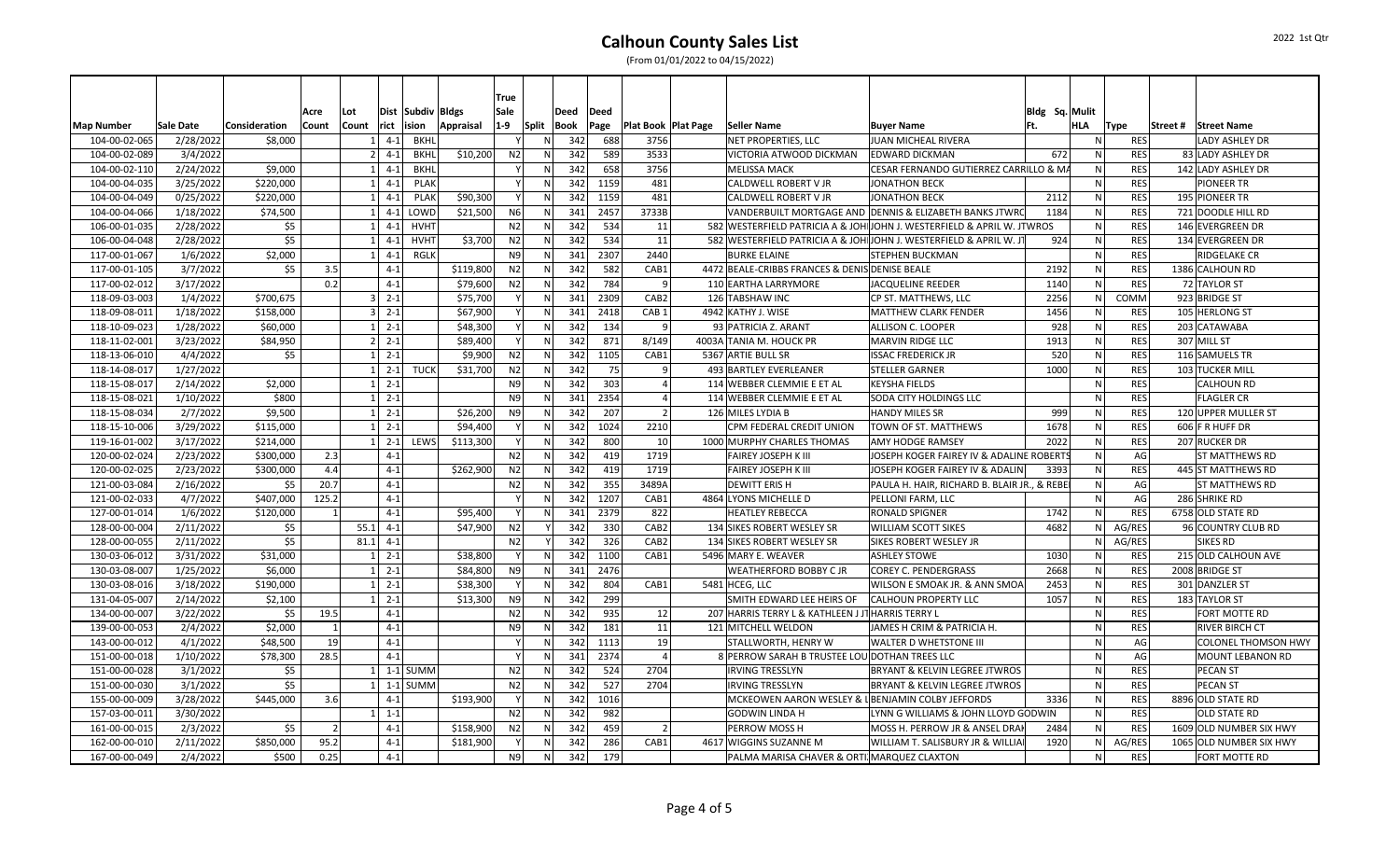# Calhoun County Sales List

(From 01/01/2022 to 04/15/2022)

| Map Number | Sale Date | Consideration | Acre Count | Lot Count | Dist rict | Subdiv ision | Bldgs Appraisal | True Sale 1-9 | Split | Deed Book | Deed Page | Plat Book | Plat Page | Seller Name | Buyer Name | Bldg Sq. Ft. | Mulit HLA | Type | Street # | Street Name |
|---|---|---|---|---|---|---|---|---|---|---|---|---|---|---|---|---|---|---|---|---|
| 104-00-02-065 | 2/28/2022 | $8,000 | | 1 | 4-1 | BKHL | | Y | N | 342 | 688 | 3756 | | NET PROPERTIES, LLC | JUAN MICHEAL RIVERA | | N | RES | | LADY ASHLEY DR |
| 104-00-02-089 | 3/4/2022 | | | 2 | 4-1 | BKHL | $10,200 | N2 | N | 342 | 589 | 3533 | | VICTORIA ATWOOD DICKMAN | EDWARD DICKMAN | 672 | N | RES | 83 | LADY ASHLEY DR |
| 104-00-02-110 | 2/24/2022 | $9,000 | | 1 | 4-1 | BKHL | | Y | N | 342 | 658 | 3756 | | MELISSA MACK | CESAR FERNANDO GUTIERREZ CARRILLO & MA | | N | RES | 142 | LADY ASHLEY DR |
| 104-00-04-035 | 3/25/2022 | $220,000 | | 1 | 4-1 | PLAK | | Y | N | 342 | 1159 | 481 | | CALDWELL ROBERT V JR | JONATHON BECK | | N | RES | | PIONEER TR |
| 104-00-04-049 | 0/25/2022 | $220,000 | | 1 | 4-1 | PLAK | $90,300 | Y | N | 342 | 1159 | 481 | | CALDWELL ROBERT V JR | JONATHON BECK | 2112 | N | RES | 195 | PIONEER TR |
| 104-00-04-066 | 1/18/2022 | $74,500 | | 1 | 4-1 | LOWD | $21,500 | N6 | N | 341 | 2457 | 3733B | | VANDERBUILT MORTGAGE AND | DENNIS & ELIZABETH BANKS JTWRO | 1184 | N | RES | 721 | DOODLE HILL RD |
| 106-00-01-035 | 2/28/2022 | $5 | | 1 | 4-1 | HVHT | | N2 | N | 342 | 534 | 11 | 582 | WESTERFIELD PATRICIA A & JOH | JOHN J. WESTERFIELD & APRIL W. JTWROS | | N | RES | 146 | EVERGREEN DR |
| 106-00-04-048 | 2/28/2022 | $5 | | 1 | 4-1 | HVHT | $3,700 | N2 | N | 342 | 534 | 11 | 582 | WESTERFIELD PATRICIA A & JOH | JOHN J. WESTERFIELD & APRIL W. J | 924 | N | RES | 134 | EVERGREEN DR |
| 117-00-01-067 | 1/6/2022 | $2,000 | | 1 | 4-1 | RGLK | | N9 | N | 341 | 2307 | 2440 | | BURKE ELAINE | STEPHEN BUCKMAN | | N | RES | | RIDGELAKE CR |
| 117-00-01-105 | 3/7/2022 | $5 | 3.5 | | 4-1 | | $119,800 | N2 | N | 342 | 582 | CAB1 | 4472 | BEALE-CRIBBS FRANCES & DENIS | DENISE BEALE | 2192 | N | RES | 1386 | CALHOUN RD |
| 117-00-02-012 | 3/17/2022 | | 0.2 | | 4-1 | | $79,600 | N2 | N | 342 | 784 | 9 | 110 | EARTHA LARRYMORE | JACQUELINE REEDER | 1140 | N | RES | 72 | TAYLOR ST |
| 118-09-03-003 | 1/4/2022 | $700,675 | | 3 | 2-1 | | $75,700 | Y | N | 341 | 2309 | CAB2 | 126 | TABSHAW INC | CP ST. MATTHEWS, LLC | 2256 | N | COMM | 923 | BRIDGE ST |
| 118-09-08-011 | 1/18/2022 | $158,000 | | 3 | 2-1 | | $67,900 | Y | N | 341 | 2418 | CAB 1 | 4942 | KATHY J. WISE | MATTHEW CLARK FENDER | 1456 | N | RES | 105 | HERLONG ST |
| 118-10-09-023 | 1/28/2022 | $60,000 | | 1 | 2-1 | | $48,300 | Y | N | 342 | 134 | 9 | 93 | PATRICIA Z. ARANT | ALLISON C. LOOPER | 928 | N | RES | 203 | CATAWABA |
| 118-11-02-001 | 3/23/2022 | $84,950 | | 2 | 2-1 | | $89,400 | Y | N | 342 | 871 | 8/149 | 4003A | TANIA M. HOUCK PR | MARVIN RIDGE LLC | 1913 | N | RES | 307 | MILL ST |
| 118-13-06-010 | 4/4/2022 | $5 | | 1 | 2-1 | | $9,900 | N2 | N | 342 | 1105 | CAB1 | 5367 | ARTIE BULL SR | ISSAC FREDERICK JR | 520 | N | RES | 116 | SAMUELS TR |
| 118-14-08-017 | 1/27/2022 | | | 1 | 2-1 | TUCK | $31,700 | N2 | N | 342 | 75 | 9 | 493 | BARTLEY EVERLEANER | STELLER GARNER | 1000 | N | RES | 103 | TUCKER MILL |
| 118-15-08-017 | 2/14/2022 | $2,000 | | 1 | 2-1 | | | N9 | N | 342 | 303 | 4 | 114 | WEBBER CLEMMIE E ET AL | KEYSHA FIELDS | | N | RES | | CALHOUN RD |
| 118-15-08-021 | 1/10/2022 | $800 | | 1 | 2-1 | | | N9 | N | 341 | 2354 | 4 | 114 | WEBBER CLEMMIE E ET AL | SODA CITY HOLDINGS LLC | | N | RES | | FLAGLER CR |
| 118-15-08-034 | 2/7/2022 | $9,500 | | 1 | 2-1 | | $26,200 | N9 | N | 342 | 207 | 2 | 126 | MILES LYDIA B | HANDY MILES SR | 999 | N | RES | 120 | UPPER MULLER ST |
| 118-15-10-006 | 3/29/2022 | $115,000 | | 1 | 2-1 | | $94,400 | Y | N | 342 | 1024 | 2210 | | CPM FEDERAL CREDIT UNION | TOWN OF ST. MATTHEWS | 1678 | N | RES | 606 | F R HUFF DR |
| 119-16-01-002 | 3/17/2022 | $214,000 | | 1 | 2-1 | LEWS | $113,300 | Y | N | 342 | 800 | 10 | 1000 | MURPHY CHARLES THOMAS | AMY HODGE RAMSEY | 2022 | N | RES | 207 | RUCKER DR |
| 120-00-02-024 | 2/23/2022 | $300,000 | 2.3 | | 4-1 | | | N2 | N | 342 | 419 | 1719 | | FAIREY JOSEPH K III | JOSEPH KOGER FAIREY IV & ADALINE ROBERTS | | N | AG | | ST MATTHEWS RD |
| 120-00-02-025 | 2/23/2022 | $300,000 | 4.4 | | 4-1 | | $262,900 | N2 | N | 342 | 419 | 1719 | | FAIREY JOSEPH K III | JOSEPH KOGER FAIREY IV & ADALIN | 3393 | N | RES | 445 | ST MATTHEWS RD |
| 121-00-03-084 | 2/16/2022 | $5 | 20.7 | | 4-1 | | | N2 | N | 342 | 355 | 3489A | | DEWITT ERIS H | PAULA H. HAIR, RICHARD B. BLAIR JR., & REBE | | N | AG | | ST MATTHEWS RD |
| 121-00-03-033 | 4/7/2022 | $407,000 | 125.2 | | 4-1 | | | Y | N | 342 | 1207 | CAB1 | 4864 | LYONS MICHELLE D | PELLONI FARM, LLC | | N | AG | 286 | SHRIKE RD |
| 127-00-01-014 | 1/6/2022 | $120,000 | 1 | | 4-1 | | $95,400 | Y | N | 341 | 2379 | 822 | | HEATLEY REBECCA | RONALD SPIGNER | 1742 | N | RES | 6758 | OLD STATE RD |
| 128-00-00-004 | 2/11/2022 | $5 | | 55.1 | 4-1 | | $47,900 | N2 | Y | 342 | 330 | CAB2 | 134 | SIKES ROBERT WESLEY SR | WILLIAM SCOTT SIKES | 4682 | N | AG/RES | 96 | COUNTRY CLUB RD |
| 128-00-00-055 | 2/11/2022 | $5 | | 81.1 | 4-1 | | | N2 | Y | 342 | 326 | CAB2 | 134 | SIKES ROBERT WESLEY SR | SIKES ROBERT WESLEY JR | | N | AG/RES | | SIKES RD |
| 130-03-06-012 | 3/31/2022 | $31,000 | | 1 | 2-1 | | $38,800 | Y | N | 342 | 1100 | CAB1 | 5496 | MARY E. WEAVER | ASHLEY STOWE | 1030 | N | RES | 215 | OLD CALHOUN AVE |
| 130-03-08-007 | 1/25/2022 | $6,000 | | 1 | 2-1 | | $84,800 | N9 | N | 341 | 2476 | | | WEATHERFORD BOBBY C JR | COREY C. PENDERGRASS | 2668 | N | RES | 2008 | BRIDGE ST |
| 130-03-08-016 | 3/18/2022 | $190,000 | | 1 | 2-1 | | $38,300 | Y | N | 342 | 804 | CAB1 | 5481 | HCEG, LLC | WILSON E SMOAK JR. & ANN SMOA | 2453 | N | RES | 301 | DANZLER ST |
| 131-04-05-007 | 2/14/2022 | $2,100 | | 1 | 2-1 | | $13,300 | N9 | N | 342 | 299 | | | SMITH EDWARD LEE HEIRS OF | CALHOUN PROPERTY LLC | 1057 | N | RES | 183 | TAYLOR ST |
| 134-00-00-007 | 3/22/2022 | $5 | 19.5 | | 4-1 | | | N2 | N | 342 | 935 | 12 | 207 | HARRIS TERRY L & KATHLEEN J JT | HARRIS TERRY L | | N | RES | | FORT MOTTE RD |
| 139-00-00-053 | 2/4/2022 | $2,000 | 1 | | 4-1 | | | N9 | N | 342 | 181 | 11 | 121 | MITCHELL WELDON | JAMES H CRIM & PATRICIA H. | | N | RES | | RIVER BIRCH CT |
| 143-00-00-012 | 4/1/2022 | $48,500 | 19 | | 4-1 | | | Y | N | 342 | 1113 | 19 | | STALLWORTH, HENRY W | WALTER D WHETSTONE III | | N | AG | | COLONEL THOMSON HWY |
| 151-00-00-018 | 1/10/2022 | $78,300 | 28.5 | | 4-1 | | | Y | N | 341 | 2374 | 4 | 8 | PERROW SARAH B TRUSTEE LOU | DOTHAN TREES LLC | | N | AG | | MOUNT LEBANON RD |
| 151-00-00-028 | 3/1/2022 | $5 | | 1 | 1-1 | SUMM | | N2 | N | 342 | 524 | 2704 | | IRVING TRESSLYN | BRYANT & KELVIN LEGREE JTWROS | | N | RES | | PECAN ST |
| 151-00-00-030 | 3/1/2022 | $5 | | 1 | 1-1 | SUMM | | N2 | N | 342 | 527 | 2704 | | IRVING TRESSLYN | BRYANT & KELVIN LEGREE JTWROS | | N | RES | | PECAN ST |
| 155-00-00-009 | 3/28/2022 | $445,000 | 3.6 | | 4-1 | | $193,900 | Y | N | 342 | 1016 | | | MCKEOWEN AARON WESLEY & L | BENJAMIN COLBY JEFFORDS | 3336 | N | RES | 8896 | OLD STATE RD |
| 157-03-00-011 | 3/30/2022 | | | 1 | 1-1 | | | N2 | N | 342 | 982 | | | GODWIN LINDA H | LYNN G WILLIAMS & JOHN LLOYD GODWIN | | N | RES | | OLD STATE RD |
| 161-00-00-015 | 2/3/2022 | $5 | 2 | | 4-1 | | $158,900 | N2 | N | 342 | 459 | 2 | | PERROW MOSS H | MOSS H. PERROW JR & ANSEL DRAN | 2484 | N | RES | 1609 | OLD NUMBER SIX HWY |
| 162-00-00-010 | 2/11/2022 | $850,000 | 95.2 | | 4-1 | | $181,900 | Y | N | 342 | 286 | CAB1 | 4617 | WIGGINS SUZANNE M | WILLIAM T. SALISBURY JR & WILLIAI | 1920 | N | AG/RES | 1065 | OLD NUMBER SIX HWY |
| 167-00-00-049 | 2/4/2022 | $500 | 0.25 | | 4-1 | | | N9 | N | 342 | 179 | | | PALMA MARISA CHAVER & ORTI | MARQUEZ CLAXTON | | N | RES | | FORT MOTTE RD |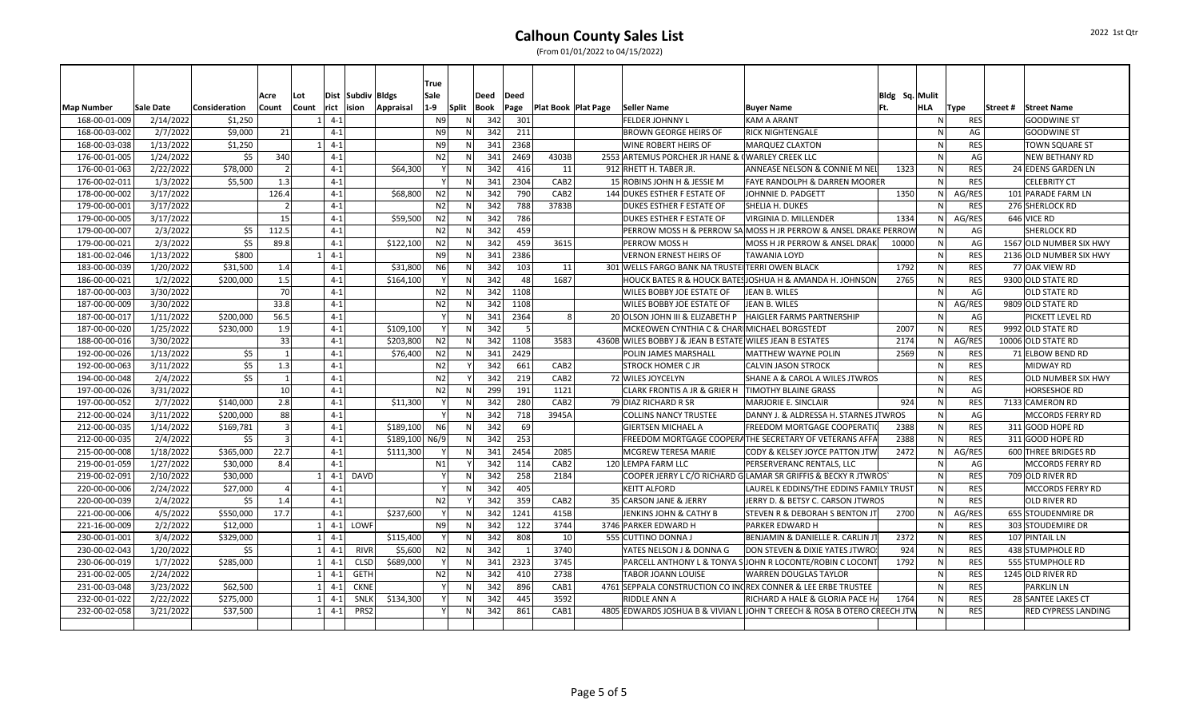# Calhoun County Sales List

(From 01/01/2022 to 04/15/2022)

2022 1st Qtr

| Map Number | Sale Date | Consideration | Acre Count | Lot Count | District | Subdivision | Bldgs Appraisal | True Sale 1-9 | Split | Deed Book | Deed Page | Plat Book | Plat Page | Seller Name | Buyer Name | Bldg Sq. Ft. | Mulit HLA | Type | Street # | Street Name |
|---|---|---|---|---|---|---|---|---|---|---|---|---|---|---|---|---|---|---|---|---|
| 168-00-01-009 | 2/14/2022 | $1,250 | | 1 | 4-1 | | | N9 | N | 342 | 301 | | | FELDER JOHNNY L | KAM A ARANT | | N | RES | | GOODWINE ST |
| 168-00-03-002 | 2/7/2022 | $9,000 | 21 | | 4-1 | | | N9 | N | 342 | 211 | | | BROWN GEORGE HEIRS OF | RICK NIGHTENGALE | | N | AG | | GOODWINE ST |
| 168-00-03-038 | 1/13/2022 | $1,250 | | 1 | 4-1 | | | N9 | N | 341 | 2368 | | | WINE ROBERT HEIRS OF | MARQUEZ CLAXTON | | N | RES | | TOWN SQUARE ST |
| 176-00-01-005 | 1/24/2022 | $5 | 340 | | 4-1 | | | N2 | N | 341 | 2469 | 4303B | | 2553 ARTEMUS PORCHER JR HANE & ( | WARLEY CREEK LLC | | N | AG | | NEW BETHANY RD |
| 176-00-01-063 | 2/22/2022 | $78,000 | 2 | | 4-1 | | $64,300 | Y | N | 342 | 416 | 11 | | 912 RHETT H. TABER JR. | ANNEASE NELSON & CONNIE M NEL | 1323 | N | RES | 24 | EDENS GARDEN LN |
| 176-00-02-011 | 1/3/2022 | $5,500 | 1.3 | | 4-1 | | | Y | N | 341 | 2304 | CAB2 | | 15 ROBINS JOHN H & JESSIE M | FAYE RANDOLPH & DARREN MOORER | | N | RES | | CELEBRITY CT |
| 178-00-00-002 | 3/17/2022 | | 126.4 | | 4-1 | | $68,800 | N2 | N | 342 | 790 | CAB2 | | 144 DUKES ESTHER F ESTATE OF | JOHNNIE D. PADGETT | 1350 | N | AG/RES | 101 | PARADE FARM LN |
| 179-00-00-001 | 3/17/2022 | | 2 | | 4-1 | | | N2 | N | 342 | 788 | 3783B | | DUKES ESTHER F ESTATE OF | SHELIA H. DUKES | | N | RES | 276 | SHERLOCK RD |
| 179-00-00-005 | 3/17/2022 | | 15 | | 4-1 | | $59,500 | N2 | N | 342 | 786 | | | DUKES ESTHER F ESTATE OF | VIRGINIA D. MILLENDER | 1334 | N | AG/RES | 646 | VICE RD |
| 179-00-00-007 | 2/3/2022 | $5 | 112.5 | | 4-1 | | | N2 | N | 342 | 459 | | | PERROW MOSS H & PERROW SA | MOSS H JR PERROW & ANSEL DRAKE PERROW | | N | AG | | SHERLOCK RD |
| 179-00-00-021 | 2/3/2022 | $5 | 89.8 | | 4-1 | | $122,100 | N2 | N | 342 | 459 | 3615 | | PERROW MOSS H | MOSS H JR PERROW & ANSEL DRAK | 10000 | N | AG | 1567 | OLD NUMBER SIX HWY |
| 181-00-02-046 | 1/13/2022 | $800 | | 1 | 4-1 | | | N9 | N | 341 | 2386 | | | VERNON ERNEST HEIRS OF | TAWANIA LOYD | | N | RES | 2136 | OLD NUMBER SIX HWY |
| 183-00-00-039 | 1/20/2022 | $31,500 | 1.4 | | 4-1 | | $31,800 | N6 | N | 342 | 103 | 11 | | 301 WELLS FARGO BANK NA TRUSTE | TERRI OWEN BLACK | 1792 | N | RES | 77 | OAK VIEW RD |
| 186-00-00-021 | 1/2/2022 | $200,000 | 1.5 | | 4-1 | | $164,100 | Y | N | 342 | 48 | 1687 | | HOUCK BATES R & HOUCK BATES | JOSHUA H & AMANDA H. JOHNSON | 2765 | N | RES | 9300 | OLD STATE RD |
| 187-00-00-003 | 3/30/2022 | | 70 | | 4-1 | | | N2 | N | 342 | 1108 | | | WILES BOBBY JOE ESTATE OF | JEAN B. WILES | | N | AG | | OLD STATE RD |
| 187-00-00-009 | 3/30/2022 | | 33.8 | | 4-1 | | | N2 | N | 342 | 1108 | | | WILES BOBBY JOE ESTATE OF | JEAN B. WILES | | N | AG/RES | 9809 | OLD STATE RD |
| 187-00-00-017 | 1/11/2022 | $200,000 | 56.5 | | 4-1 | | | Y | N | 341 | 2364 | 8 | | 20 OLSON JOHN III & ELIZABETH P | HAIGLER FARMS PARTNERSHIP | | N | AG | | PICKETT LEVEL RD |
| 187-00-00-020 | 1/25/2022 | $230,000 | 1.9 | | 4-1 | | $109,100 | Y | N | 342 | 5 | | | MCKEOWEN CYNTHIA C & CHAR | MICHAEL BORGSTEDT | 2007 | N | RES | 9992 | OLD STATE RD |
| 188-00-00-016 | 3/30/2022 | | 33 | | 4-1 | | $203,800 | N2 | N | 342 | 1108 | 3583 | | 4360B WILES BOBBY J & JEAN B ESTATE | WILES JEAN B ESTATES | 2174 | N | AG/RES | 10006 | OLD STATE RD |
| 192-00-00-026 | 1/13/2022 | $5 | 1 | | 4-1 | | $76,400 | N2 | N | 341 | 2429 | | | POLIN JAMES MARSHALL | MATTHEW WAYNE POLIN | 2569 | N | RES | 71 | ELBOW BEND RD |
| 192-00-00-063 | 3/11/2022 | $5 | 1.3 | | 4-1 | | | N2 | Y | 342 | 661 | CAB2 | | STROCK HOMER C JR | CALVIN JASON STROCK | | N | RES | | MIDWAY RD |
| 194-00-00-048 | 2/4/2022 | $5 | 1 | | 4-1 | | | N2 | Y | 342 | 219 | CAB2 | | 72 WILES JOYCELYN | SHANE A & CAROL A WILES JTWROS | | N | RES | | OLD NUMBER SIX HWY |
| 197-00-00-026 | 3/31/2022 | | 10 | | 4-1 | | | N2 | N | 299 | 191 | 1121 | | CLARK FRONTIS A JR & GRIER H | TIMOTHY BLAINE GRASS | | N | AG | | HORSESHOE RD |
| 197-00-00-052 | 2/7/2022 | $140,000 | 2.8 | | 4-1 | | $11,300 | Y | N | 342 | 280 | CAB2 | | 79 DIAZ RICHARD R SR | MARJORIE E. SINCLAIR | 924 | N | RES | 7133 | CAMERON RD |
| 212-00-00-024 | 3/11/2022 | $200,000 | 88 | | 4-1 | | | Y | N | 342 | 718 | 3945A | | COLLINS NANCY TRUSTEE | DANNY J. & ALDRESSA H. STARNES JTWROS | | N | AG | | MCCORDS FERRY RD |
| 212-00-00-035 | 1/14/2022 | $169,781 | 3 | | 4-1 | | $189,100 | N6 | N | 342 | 69 | | | GIERTSEN MICHAEL A | FREEDOM MORTGAGE COOPERATI( | 2388 | N | RES | 311 | GOOD HOPE RD |
| 212-00-00-035 | 2/4/2022 | $5 | 3 | | 4-1 | | $189,100 | N6/9 | N | 342 | 253 | | | FREEDOM MORTGAGE COOPERA | THE SECRETARY OF VETERANS AFFA | 2388 | N | RES | 311 | GOOD HOPE RD |
| 215-00-00-008 | 1/18/2022 | $365,000 | 22.7 | | 4-1 | | $111,300 | Y | N | 341 | 2454 | 2085 | | MCGREW TERESA MARIE | CODY & KELSEY JOYCE PATTON JTW | 2472 | N | AG/RES | 600 | THREE BRIDGES RD |
| 219-00-01-059 | 1/27/2022 | $30,000 | 8.4 | | 4-1 | | | N1 | Y | 342 | 114 | CAB2 | | 120 LEMPA FARM LLC | PERSERVERANC RENTALS, LLC | | N | AG | | MCCORDS FERRY RD |
| 219-00-02-091 | 2/10/2022 | $30,000 | | 1 | 4-1 | DAVD | | Y | N | 342 | 258 | 2184 | | COOPER JERRY L C/O RICHARD G | LAMAR SR GRIFFIS & BECKY R JTWROS` | | N | RES | 709 | OLD RIVER RD |
| 220-00-00-006 | 2/24/2022 | $27,000 | 4 | | 4-1 | | | Y | N | 342 | 405 | | | KEITT ALFORD | LAUREL K EDDINS/THE EDDINS FAMILY TRUST | | N | RES | | MCCORDS FERRY RD |
| 220-00-00-039 | 2/4/2022 | $5 | 1.4 | | 4-1 | | | N2 | Y | 342 | 359 | CAB2 | | 35 CARSON JANE & JERRY | JERRY D. & BETSY C. CARSON JTWROS | | N | RES | | OLD RIVER RD |
| 221-00-00-006 | 4/5/2022 | $550,000 | 17.7 | | 4-1 | | $237,600 | Y | N | 342 | 1241 | 415B | | JENKINS JOHN & CATHY B | STEVEN R & DEBORAH S BENTON JT | 2700 | N | AG/RES | 655 | STOUDENMIRE DR |
| 221-16-00-009 | 2/2/2022 | $12,000 | | 1 | 4-1 | LOWF | | N9 | N | 342 | 122 | 3744 | | 3746 PARKER EDWARD H | PARKER EDWARD H | | N | RES | 303 | STOUDEMIRE DR |
| 230-00-01-001 | 3/4/2022 | $329,000 | | 1 | 4-1 | | $115,400 | Y | N | 342 | 808 | 10 | | 555 CUTTINO DONNA J | BENJAMIN & DANIELLE R. CARLIN JT | 2372 | N | RES | 107 | PINTAIL LN |
| 230-00-02-043 | 1/20/2022 | $5 | | 1 | 4-1 | RIVR | $5,600 | N2 | N | 342 | 1 | 3740 | | YATES NELSON J & DONNA G | DON STEVEN & DIXIE YATES JTWRO | 924 | N | RES | 438 | STUMPHOLE RD |
| 230-06-00-019 | 1/7/2022 | $285,000 | | 1 | 4-1 | CLSD | $689,000 | Y | N | 341 | 2323 | 3745 | | PARCELL ANTHONY L & TONYA S | JOHN R LOCONTE/ROBIN C LOCONT | 1792 | N | RES | 555 | STUMPHOLE RD |
| 231-00-02-005 | 2/24/2022 | | | 1 | 4-1 | GETH | | N2 | N | 342 | 410 | 2738 | | TABOR JOANN LOUISE | WARREN DOUGLAS TAYLOR | | N | RES | 1245 | OLD RIVER RD |
| 231-00-03-048 | 3/23/2022 | $62,500 | | 1 | 4-1 | CKNE | | Y | N | 342 | 896 | CAB1 | | 4761 SEPPALA CONSTRUCTION CO INC | REX CONNER & LEE ERBE TRUSTEE | | N | RES | | PARKLIN LN |
| 232-00-01-022 | 2/22/2022 | $275,000 | | 1 | 4-1 | SNLK | $134,300 | Y | N | 342 | 445 | 3592 | | RIDDLE ANN A | RICHARD A HALE & GLORIA PACE H | 1764 | N | RES | 28 | SANTEE LAKES CT |
| 232-00-02-058 | 3/21/2022 | $37,500 | | 1 | 4-1 | PRS2 | | Y | N | 342 | 861 | CAB1 | | 4805 EDWARDS JOSHUA B & VIVIAN L | JOHN T CREECH & ROSA B OTERO CREECH JTW | | N | RES | | RED CYPRESS LANDING |